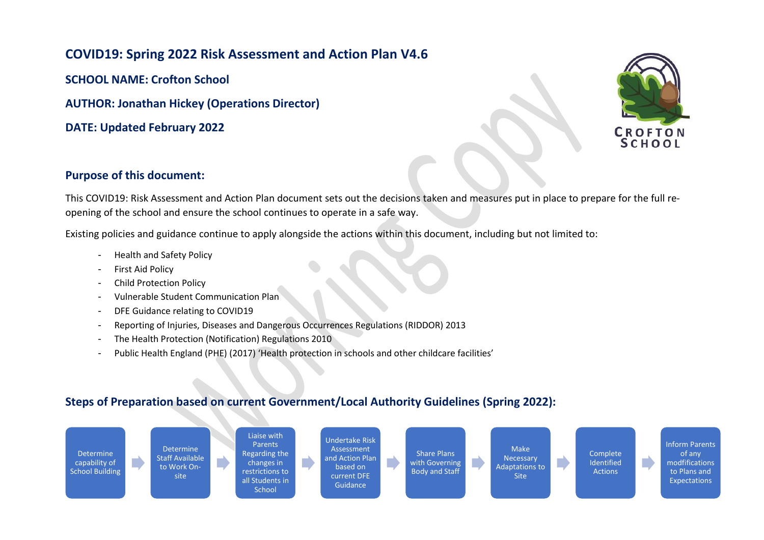# COVID19: Spring 2022 Risk Assessment and Action Plan V4.6

**SCHOOL NAME: Crofton School**

**AUTHOR: Jonathan Hickey (Operations Director)**

**DATE: Updated February 2022**

## Purpose of this document:

This COVID19: Risk Assessment and Action Plan document sets out the decisions taken and measures put in place to prepare for the full re-opening of the school and ensure the school continues to operate in a safe way.

Existing policies and guidance continue to apply alongside the actions within this document, including but not limited to:

- Health and Safety Policy
- First Aid Policy
- Child Protection Policy
- Vulnerable Student Communication Plan
- DFE Guidance relating to COVID19
- Reporting of Injuries, Diseases and Dangerous Occurrences Regulations (RIDDOR) 2013
- The Health Protection (Notification) Regulations 2010
- Public Health England (PHE) (2017) 'Health protection in schools and other childcare facilities'

## Steps of Preparation based on current Government/Local Authority Guidelines (Spring 2022):

Determine capability of School Building → Determine Staff Available to Work On-site → Liaise with Parents Regarding the changes in restrictions to all Students in School → Undertake Risk Assessment and Action Plan based on current DFE Guidance → Share Plans with Governing Body and Staff → Make Necessary Adaptations to Site → Complete Identified Actions → Inform Parents of any modfifications to Plans and Expectations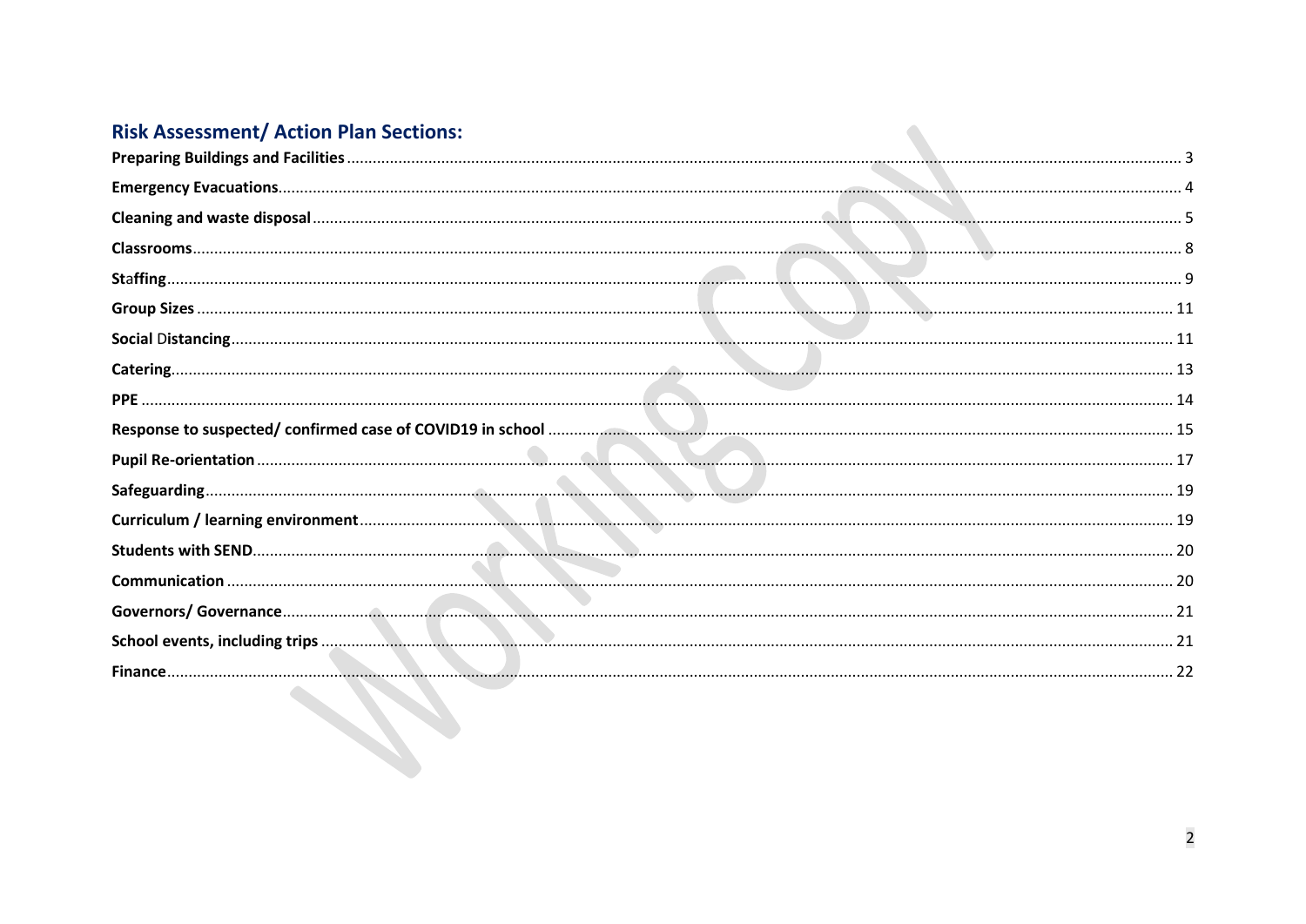## Risk Assessment/ Action Plan Sections:

**Preparing Buildings and Facilities** ........ 3

**Emergency Evacuations** ........ 4

**Cleaning and waste disposal** ........ 5

**Classrooms** ........ 8

**Staffing** ........ 9

**Group Sizes** ........ 11

**Social Distancing** ........ 11

**Catering** ........ 13

**PPE** ........ 14

**Response to suspected/ confirmed case of COVID19 in school** ........ 15

**Pupil Re-orientation** ........ 17

**Safeguarding** ........ 19

**Curriculum / learning environment** ........ 19

**Students with SEND** ........ 20

**Communication** ........ 20

**Governors/ Governance** ........ 21

**School events, including trips** ........ 21

**Finance** ........ 22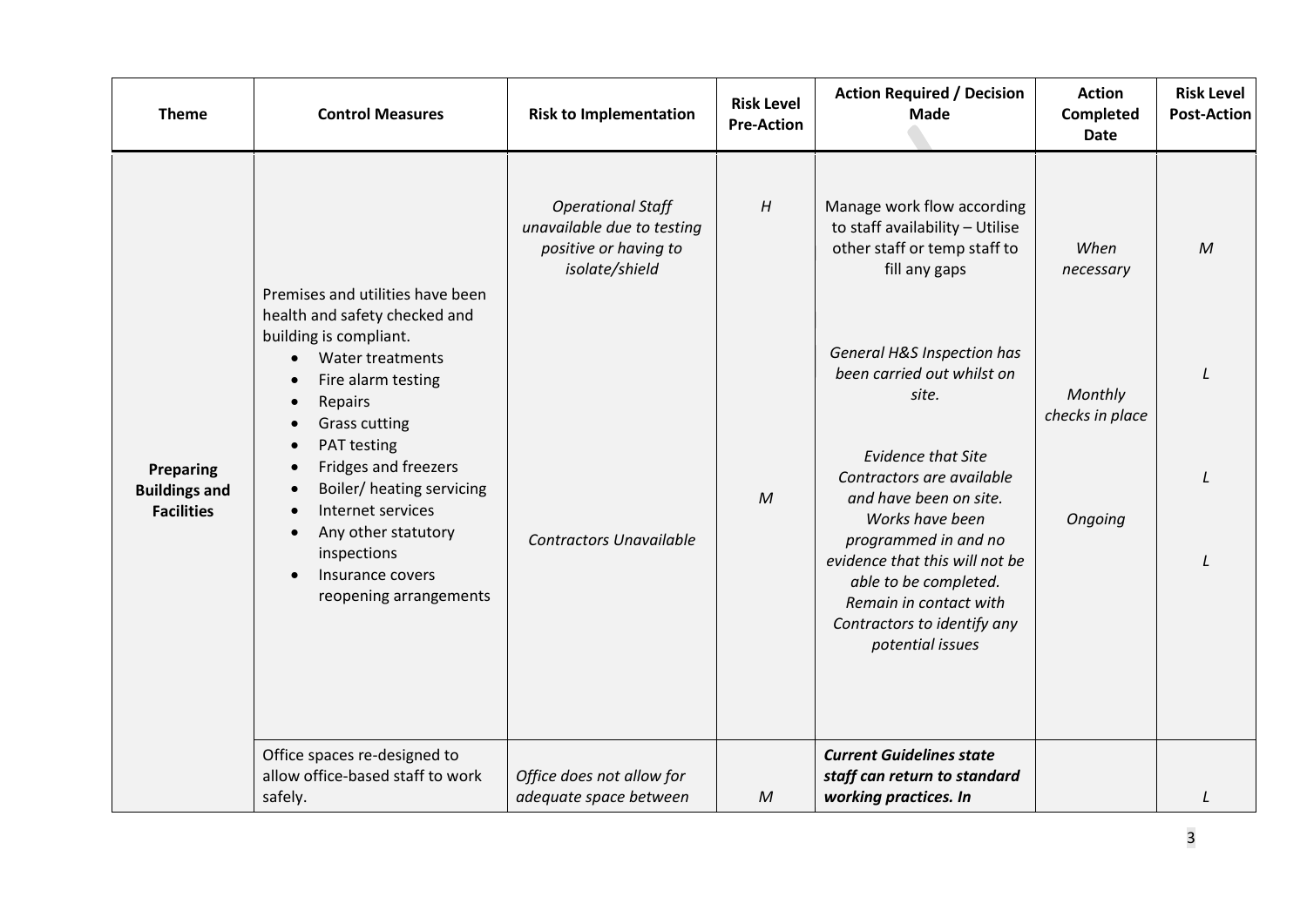| Theme | Control Measures | Risk to Implementation | Risk Level Pre-Action | Action Required / Decision Made | Action Completed Date | Risk Level Post-Action |
|---|---|---|---|---|---|---|
| **Preparing Buildings and Facilities** | Premises and utilities have been health and safety checked and building is compliant.<br>• Water treatments<br>• Fire alarm testing<br>• Repairs<br>• Grass cutting<br>• PAT testing<br>• Fridges and freezers<br>• Boiler/ heating servicing<br>• Internet services<br>• Any other statutory inspections<br>• Insurance covers reopening arrangements | *Operational Staff unavailable due to testing positive or having to isolate/shield* | *H* | Manage work flow according to staff availability – Utilise other staff or temp staff to fill any gaps | *When necessary* | *M* |
| | | | | *General H&S Inspection has been carried out whilst on site.* | *Monthly checks in place* | *L* |
| | | *Contractors Unavailable* | *M* | *Evidence that Site Contractors are available and have been on site. Works have been programmed in and no evidence that this will not be able to be completed. Remain in contact with Contractors to identify any potential issues* | *Ongoing* | *L*<br>*L* |
| | Office spaces re-designed to allow office-based staff to work safely. | *Office does not allow for adequate space between* | *M* | ***Current Guidelines state staff can return to standard working practices. In*** | | *L* |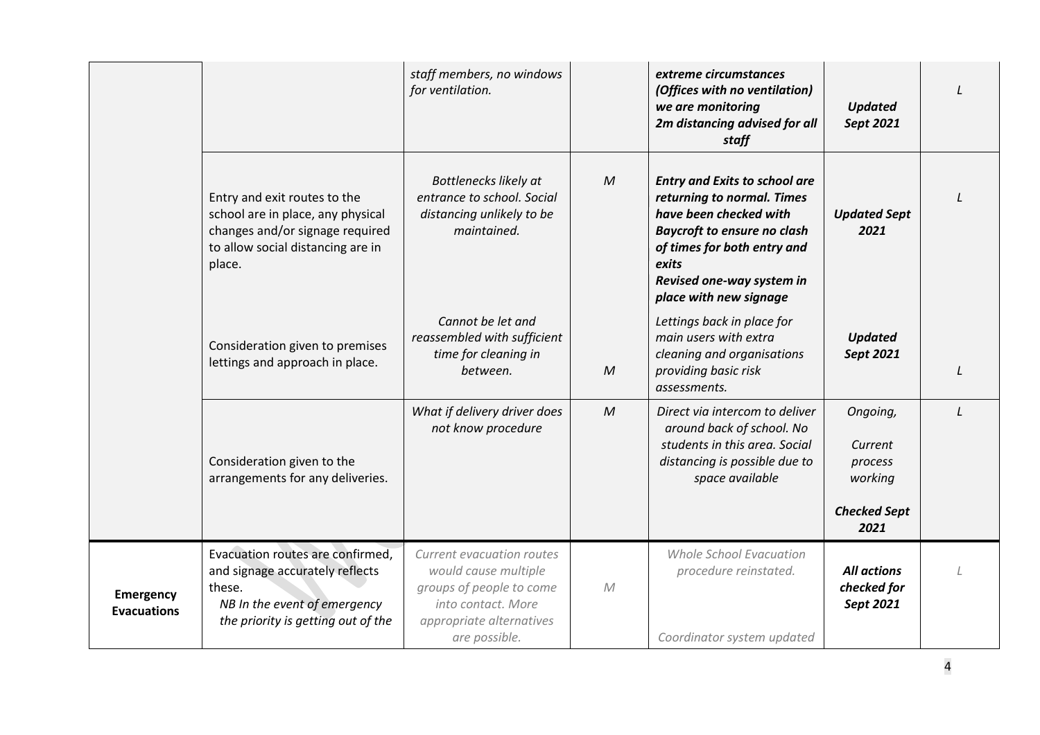| | | | | | | |
|---|---|---|---|---|---|---|
| | | *staff members, no windows for ventilation.* | | ***extreme circumstances (Offices with no ventilation) we are monitoring 2m distancing advised for all staff*** | ***Updated Sept 2021*** | *L* |
| | Entry and exit routes to the school are in place, any physical changes and/or signage required to allow social distancing are in place. | *Bottlenecks likely at entrance to school. Social distancing unlikely to be maintained.* | *M* | ***Entry and Exits to school are returning to normal. Times have been checked with Baycroft to ensure no clash of times for both entry and exits Revised one-way system in place with new signage*** | ***Updated Sept 2021*** | *L* |
| | Consideration given to premises lettings and approach in place. | *Cannot be let and reassembled with sufficient time for cleaning in between.* | *M* | *Lettings back in place for main users with extra cleaning and organisations providing basic risk assessments.* | ***Updated Sept 2021*** | *L* |
| | Consideration given to the arrangements for any deliveries. | *What if delivery driver does not know procedure* | *M* | *Direct via intercom to deliver around back of school. No students in this area. Social distancing is possible due to space available* | *Ongoing, Current process working* ***Checked Sept 2021*** | *L* |
| **Emergency Evacuations** | Evacuation routes are confirmed, and signage accurately reflects these. *NB In the event of emergency the priority is getting out of the* | *Current evacuation routes would cause multiple groups of people to come into contact. More appropriate alternatives are possible.* | *M* | *Whole School Evacuation procedure reinstated.* *Coordinator system updated* | ***All actions checked for Sept 2021*** | *L* |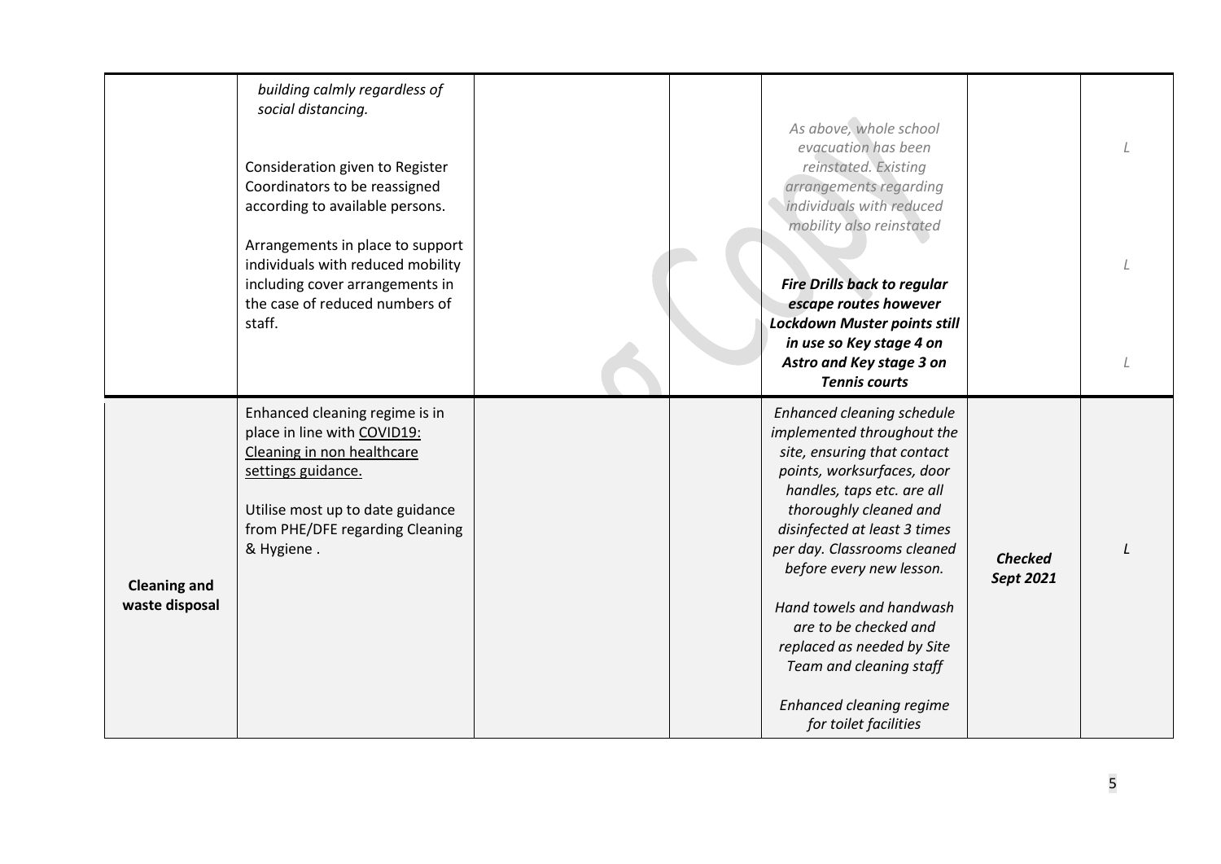| | | | | | | |
|---|---|---|---|---|---|---|
| | *building calmly regardless of social distancing.*<br><br>Consideration given to Register Coordinators to be reassigned according to available persons.<br><br>Arrangements in place to support individuals with reduced mobility including cover arrangements in the case of reduced numbers of staff. | | | *As above, whole school evacuation has been reinstated. Existing arrangements regarding individuals with reduced mobility also reinstated*<br><br>***Fire Drills back to regular escape routes however Lockdown Muster points still in use so Key stage 4 on Astro and Key stage 3 on Tennis courts*** | | *L*<br><br>*L*<br><br>*L* |
| **Cleaning and waste disposal** | Enhanced cleaning regime is in place in line with COVID19: Cleaning in non healthcare settings guidance.<br><br>Utilise most up to date guidance from PHE/DFE regarding Cleaning & Hygiene . | | | *Enhanced cleaning schedule implemented throughout the site, ensuring that contact points, worksurfaces, door handles, taps etc. are all thoroughly cleaned and disinfected at least 3 times per day. Classrooms cleaned before every new lesson.*<br><br>*Hand towels and handwash are to be checked and replaced as needed by Site Team and cleaning staff*<br><br>*Enhanced cleaning regime for toilet facilities* | ***Checked Sept 2021*** | *L* |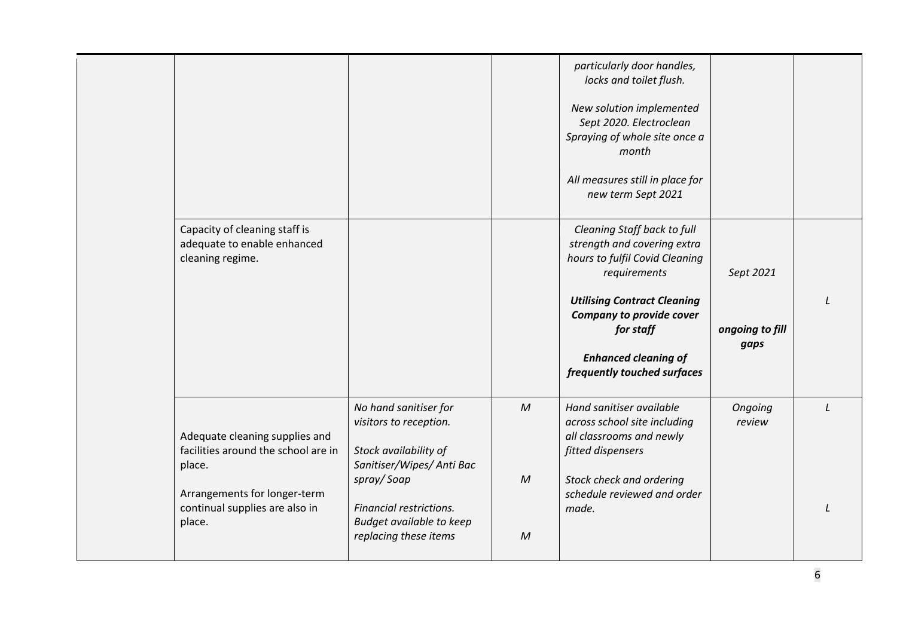| | | | | | | |
|---|---|---|---|---|---|---|
| | | | | *particularly door handles, locks and toilet flush.*<br><br>*New solution implemented Sept 2020. Electroclean Spraying of whole site once a month*<br><br>*All measures still in place for new term Sept 2021* | | |
| | Capacity of cleaning staff is adequate to enable enhanced cleaning regime. | | | *Cleaning Staff back to full strength and covering extra hours to fulfil Covid Cleaning requirements*<br><br>***Utilising Contract Cleaning Company to provide cover for staff***<br><br>***Enhanced cleaning of frequently touched surfaces*** | *Sept 2021*<br><br>***ongoing to fill gaps*** | *L* |
| | Adequate cleaning supplies and facilities around the school are in place.<br><br>Arrangements for longer-term continual supplies are also in place. | *No hand sanitiser for visitors to reception.*<br><br>*Stock availability of Sanitiser/Wipes/ Anti Bac spray/ Soap*<br><br>*Financial restrictions. Budget available to keep replacing these items* | *M*<br><br>*M*<br><br>*M* | *Hand sanitiser available across school site including all classrooms and newly fitted dispensers*<br><br>*Stock check and ordering schedule reviewed and order made.* | *Ongoing review* | *L*<br><br>*L* |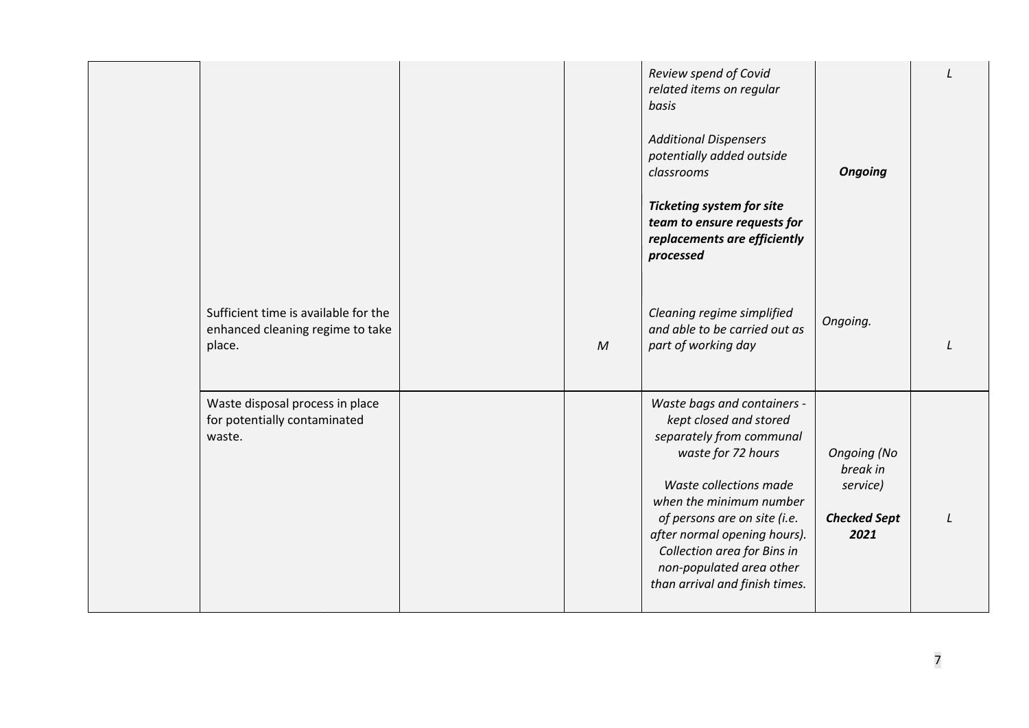| | | | | | | |
|---|---|---|---|---|---|---|
| | Sufficient time is available for the enhanced cleaning regime to take place. | | *M* | *Review spend of Covid related items on regular basis*<br><br>*Additional Dispensers potentially added outside classrooms*<br><br>***Ticketing system for site team to ensure requests for replacements are efficiently processed***<br><br>*Cleaning regime simplified and able to be carried out as part of working day* | ***Ongoing***<br><br>*Ongoing.* | *L*<br><br>*L* |
| | Waste disposal process in place for potentially contaminated waste. | | | *Waste bags and containers - kept closed and stored separately from communal waste for 72 hours*<br><br>*Waste collections made when the minimum number of persons are on site (i.e. after normal opening hours). Collection area for Bins in non-populated area other than arrival and finish times.* | *Ongoing (No break in service)*<br><br>***Checked Sept 2021*** | *L* |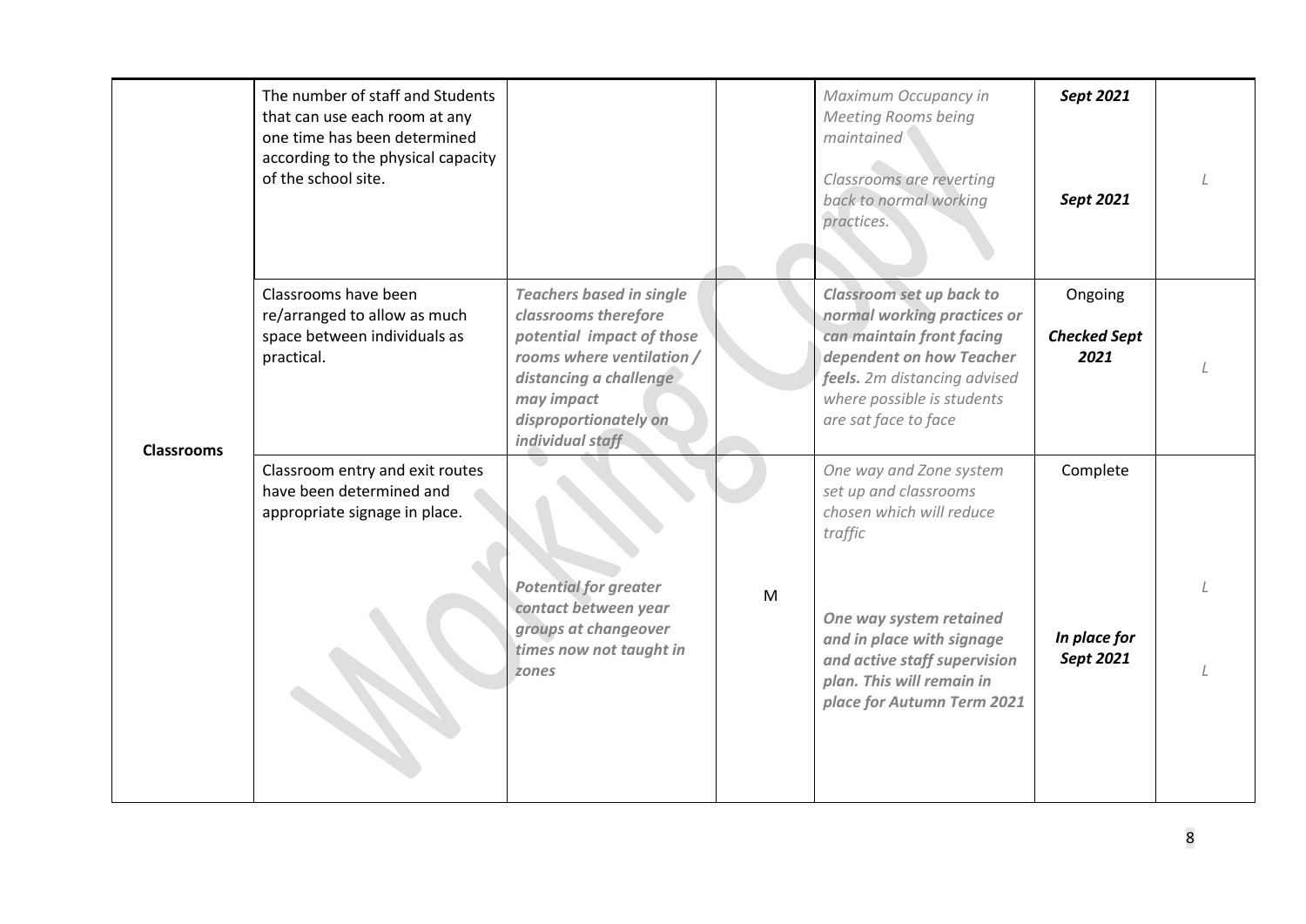| | | | | | | |
|---|---|---|---|---|---|---|
| **Classrooms** | The number of staff and Students that can use each room at any one time has been determined according to the physical capacity of the school site. | | | *Maximum Occupancy in Meeting Rooms being maintained*<br><br>*Classrooms are reverting back to normal working practices.* | ***Sept 2021***<br><br>***Sept 2021*** | *L* |
| | Classrooms have been re/arranged to allow as much space between individuals as practical. | ***Teachers based in single classrooms therefore potential impact of those rooms where ventilation / distancing a challenge may impact disproportionately on individual staff*** | | ***Classroom set up back to normal working practices or can maintain front facing dependent on how Teacher feels.*** *2m distancing advised where possible is students are sat face to face* | Ongoing<br><br>***Checked Sept 2021*** | *L* |
| | Classroom entry and exit routes have been determined and appropriate signage in place. | ***Potential for greater contact between year groups at changeover times now not taught in zones*** | M | *One way and Zone system set up and classrooms chosen which will reduce traffic*<br><br>***One way system retained and in place with signage and active staff supervision plan. This will remain in place for Autumn Term 2021*** | Complete<br><br>***In place for Sept 2021*** | *L*<br><br>*L* |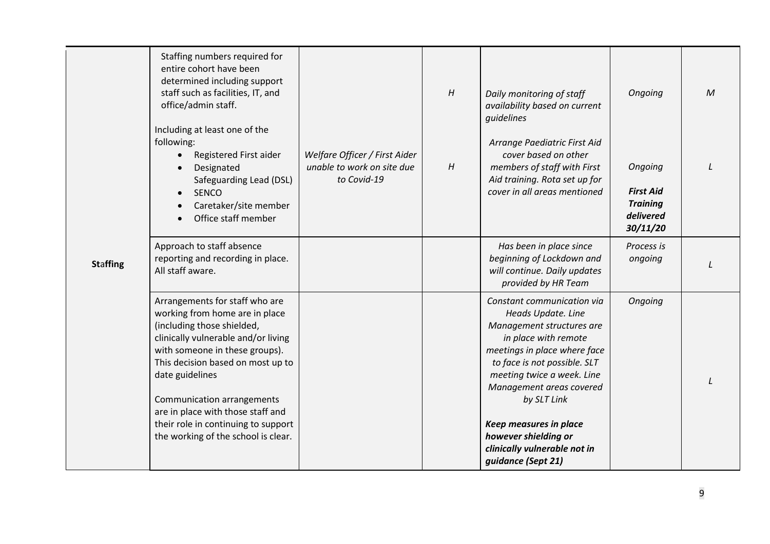| Staffing | Staffing numbers required for entire cohort have been determined including support staff such as facilities, IT, and office/admin staff.<br><br>Including at least one of the following:<br>• Registered First aider<br>• Designated Safeguarding Lead (DSL)<br>• SENCO<br>• Caretaker/site member<br>• Office staff member | *Welfare Officer / First Aider unable to work on site due to Covid-19* | *H*<br><br>*H* | *Daily monitoring of staff availability based on current guidelines*<br><br>*Arrange Paediatric First Aid cover based on other members of staff with First Aid training. Rota set up for cover in all areas mentioned* | *Ongoing*<br><br>*Ongoing*<br><br>***First Aid Training delivered 30/11/20*** | *M*<br><br>*L* |
|---|---|---|---|---|---|---|
| | Approach to staff absence reporting and recording in place. All staff aware. | | | *Has been in place since beginning of Lockdown and will continue. Daily updates provided by HR Team* | *Process is ongoing* | *L* |
| | Arrangements for staff who are working from home are in place (including those shielded, clinically vulnerable and/or living with someone in these groups). This decision based on most up to date guidelines<br><br>Communication arrangements are in place with those staff and their role in continuing to support the working of the school is clear. | | | *Constant communication via Heads Update. Line Management structures are in place with remote meetings in place where face to face is not possible. SLT meeting twice a week. Line Management areas covered by SLT Link*<br><br>***Keep measures in place however shielding or clinically vulnerable not in guidance (Sept 21)*** | *Ongoing* | *L* |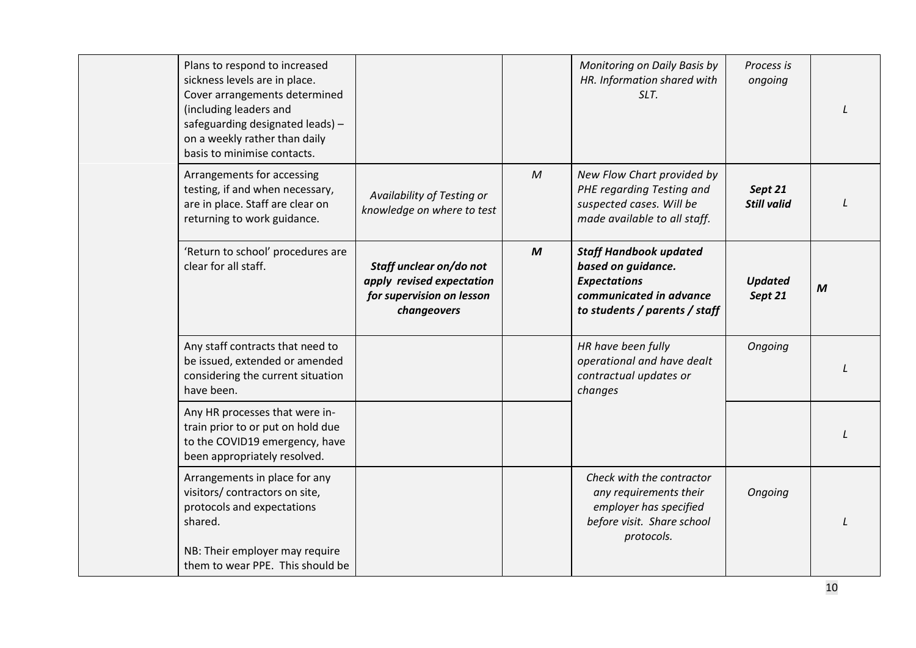| | | | | | | |
|---|---|---|---|---|---|---|
| | Plans to respond to increased sickness levels are in place. Cover arrangements determined (including leaders and safeguarding designated leads) – on a weekly rather than daily basis to minimise contacts. | | | *Monitoring on Daily Basis by HR. Information shared with SLT.* | *Process is ongoing* | *L* |
| | Arrangements for accessing testing, if and when necessary, are in place. Staff are clear on returning to work guidance. | *Availability of Testing or knowledge on where to test* | *M* | *New Flow Chart provided by PHE regarding Testing and suspected cases. Will be made available to all staff.* | ***Sept 21 Still valid*** | *L* |
| | 'Return to school' procedures are clear for all staff. | ***Staff unclear on/do not apply revised expectation for supervision on lesson changeovers*** | ***M*** | ***Staff Handbook updated based on guidance. Expectations communicated in advance to students / parents / staff*** | ***Updated Sept 21*** | ***M*** |
| | Any staff contracts that need to be issued, extended or amended considering the current situation have been. | | | *HR have been fully operational and have dealt contractual updates or changes* | *Ongoing* | *L* |
| | Any HR processes that were in-train prior to or put on hold due to the COVID19 emergency, have been appropriately resolved. | | | | | *L* |
| | Arrangements in place for any visitors/ contractors on site, protocols and expectations shared.<br><br>NB: Their employer may require them to wear PPE. This should be | | | *Check with the contractor any requirements their employer has specified before visit. Share school protocols.* | *Ongoing* | *L* |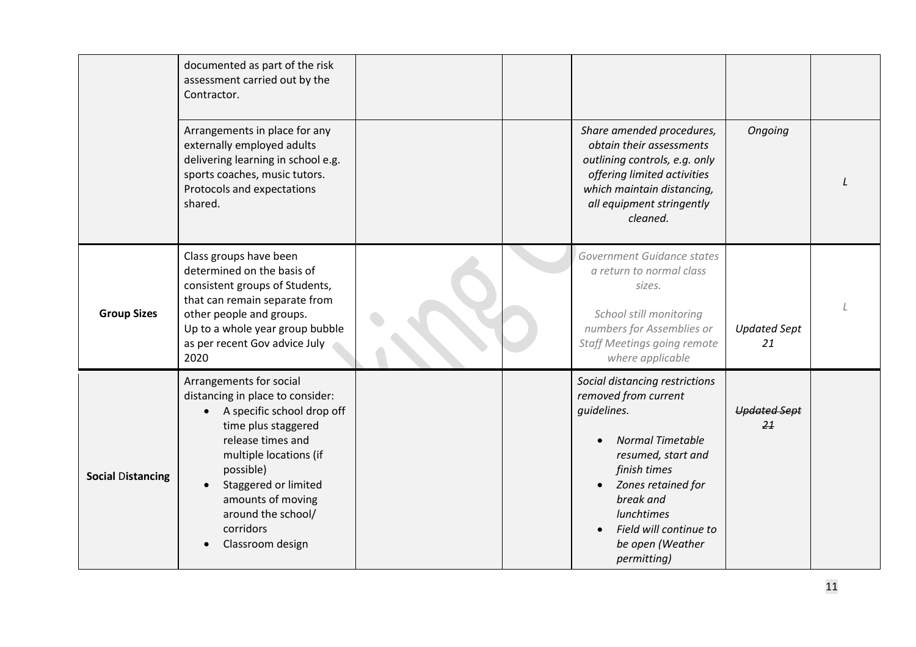| | | | | | | |
|---|---|---|---|---|---|---|
| | documented as part of the risk assessment carried out by the Contractor. | | | | | |
| | Arrangements in place for any externally employed adults delivering learning in school e.g. sports coaches, music tutors. Protocols and expectations shared. | | | *Share amended procedures, obtain their assessments outlining controls, e.g. only offering limited activities which maintain distancing, all equipment stringently cleaned.* | *Ongoing* | *L* |
| **Group Sizes** | Class groups have been determined on the basis of consistent groups of Students, that can remain separate from other people and groups. Up to a whole year group bubble as per recent Gov advice July 2020 | | | *Government Guidance states a return to normal class sizes.* <br><br> *School still monitoring numbers for Assemblies or Staff Meetings going remote where applicable* | *Updated Sept 21* | *L* |
| **Social Distancing** | Arrangements for social distancing in place to consider: <br>• A specific school drop off time plus staggered release times and multiple locations (if possible) <br>• Staggered or limited amounts of moving around the school/ corridors <br>• Classroom design | | | *Social distancing restrictions removed from current guidelines.* <br>• *Normal Timetable resumed, start and finish times* <br>• *Zones retained for break and lunchtimes* <br>• *Field will continue to be open (Weather permitting)* | ~~*Updated Sept 21*~~ | |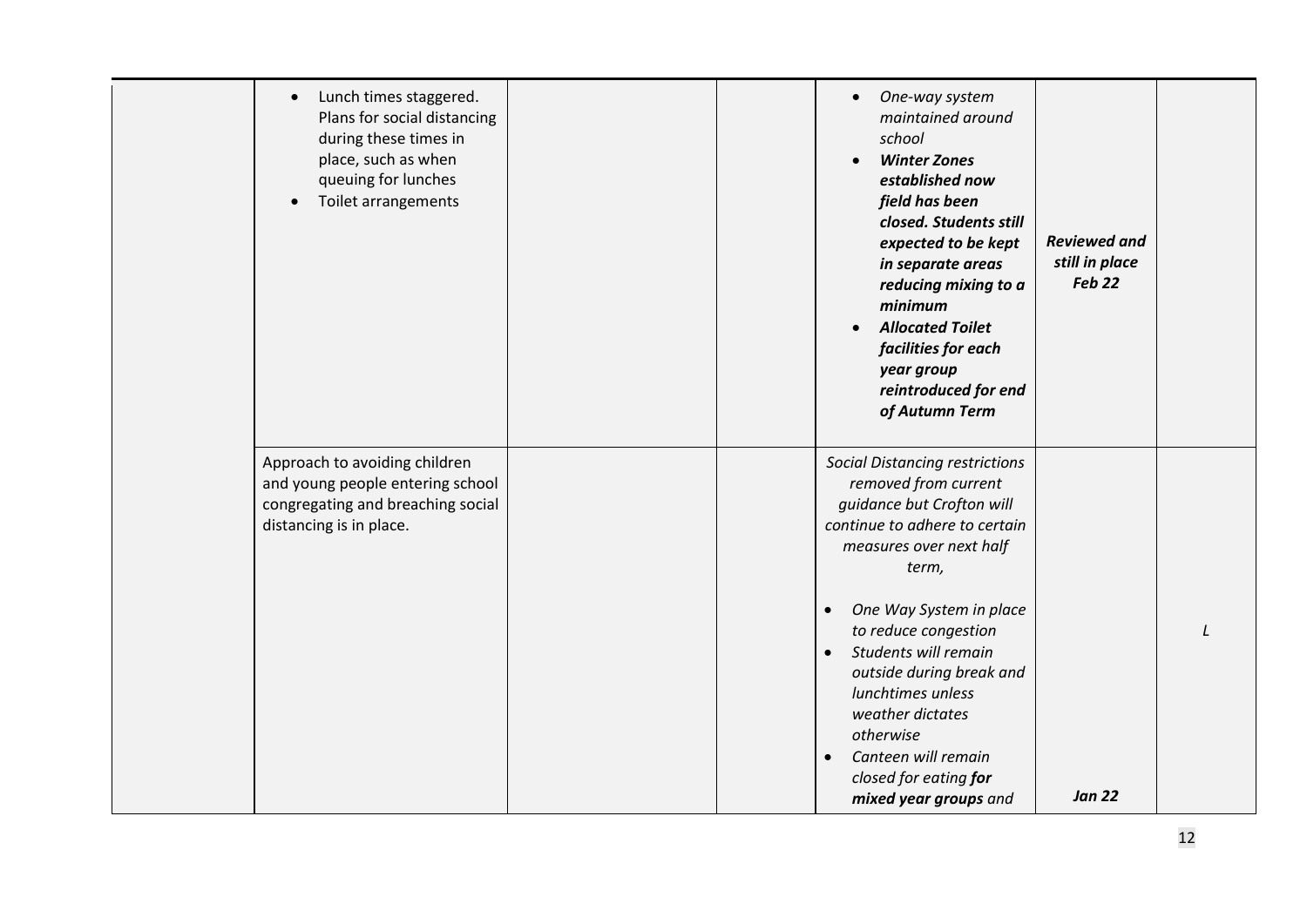| | | | | | | |
|---|---|---|---|---|---|---|
| | • Lunch times staggered. Plans for social distancing during these times in place, such as when queuing for lunches<br>• Toilet arrangements | | | • *One-way system maintained around school*<br>• ***Winter Zones established now field has been closed. Students still expected to be kept in separate areas reducing mixing to a minimum***<br>• ***Allocated Toilet facilities for each year group reintroduced for end of Autumn Term*** | ***Reviewed and still in place Feb 22*** | |
| | Approach to avoiding children and young people entering school congregating and breaching social distancing is in place. | | | *Social Distancing restrictions removed from current guidance but Crofton will continue to adhere to certain measures over next half term,*<br>• *One Way System in place to reduce congestion*<br>• *Students will remain outside during break and lunchtimes unless weather dictates otherwise*<br>• *Canteen will remain closed for eating **for mixed year groups** and* | ***Jan 22*** | *L* |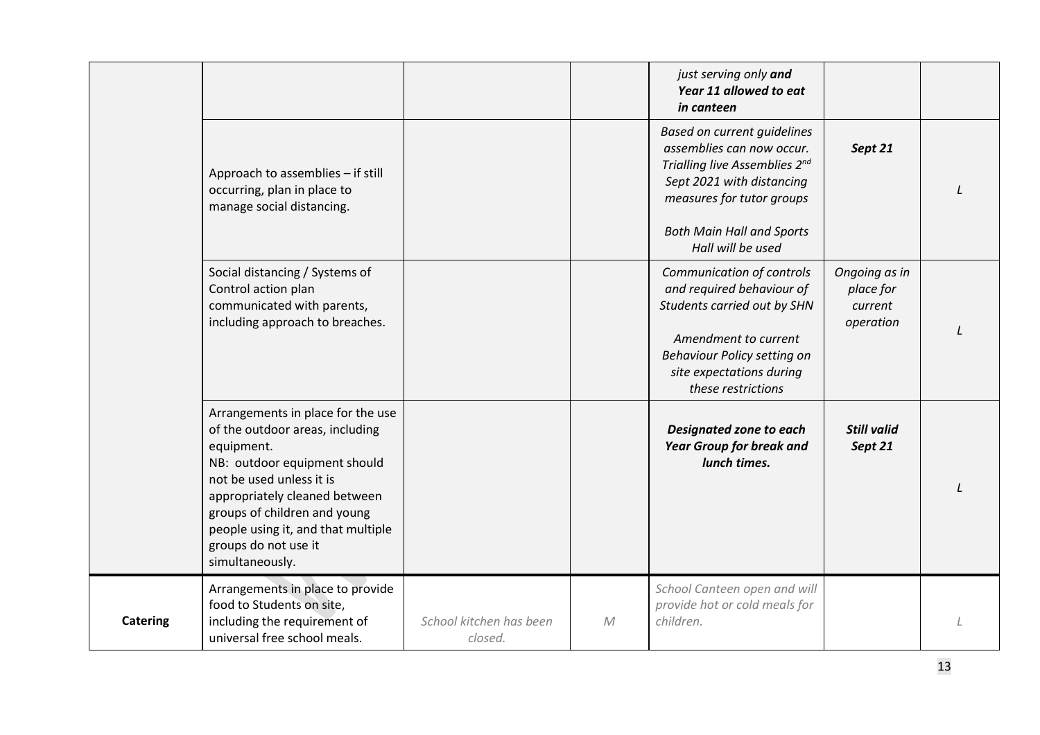| | | | | | | |
|---|---|---|---|---|---|---|
| | | | | *just serving only **and Year 11 allowed to eat in canteen*** | | |
| | Approach to assemblies – if still occurring, plan in place to manage social distancing. | | | *Based on current guidelines assemblies can now occur. Trialling live Assemblies 2nd Sept 2021 with distancing measures for tutor groups*<br><br>*Both Main Hall and Sports Hall will be used* | ***Sept 21*** | *L* |
| | Social distancing / Systems of Control action plan communicated with parents, including approach to breaches. | | | *Communication of controls and required behaviour of Students carried out by SHN*<br><br>*Amendment to current Behaviour Policy setting on site expectations during these restrictions* | *Ongoing as in place for current operation* | *L* |
| | Arrangements in place for the use of the outdoor areas, including equipment.<br>NB: outdoor equipment should not be used unless it is appropriately cleaned between groups of children and young people using it, and that multiple groups do not use it simultaneously. | | | ***Designated zone to each Year Group for break and lunch times.*** | ***Still valid Sept 21*** | *L* |
| **Catering** | Arrangements in place to provide food to Students on site, including the requirement of universal free school meals. | *School kitchen has been closed.* | *M* | *School Canteen open and will provide hot or cold meals for children.* | | *L* |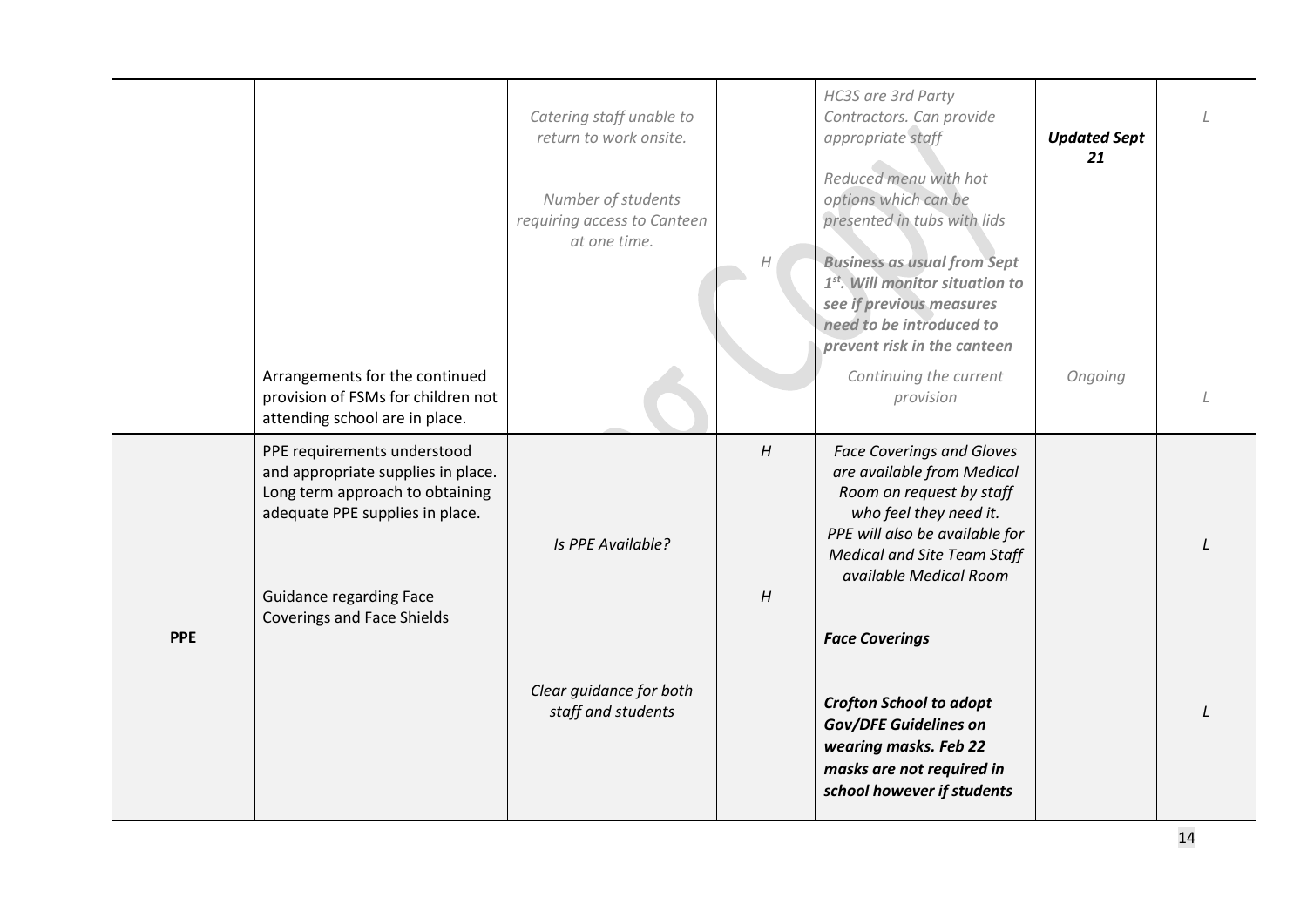| | | | | | | |
|---|---|---|---|---|---|---|
| | | *Catering staff unable to return to work onsite.*<br><br>*Number of students requiring access to Canteen at one time.* | *H* | *HC3S are 3rd Party Contractors. Can provide appropriate staff*<br><br>*Reduced menu with hot options which can be presented in tubs with lids*<br><br>***Business as usual from Sept 1st. Will monitor situation to see if previous measures need to be introduced to prevent risk in the canteen*** | ***Updated Sept 21*** | *L* |
| | Arrangements for the continued provision of FSMs for children not attending school are in place. | | | *Continuing the current provision* | *Ongoing* | *L* |
| **PPE** | PPE requirements understood and appropriate supplies in place. Long term approach to obtaining adequate PPE supplies in place.<br><br>Guidance regarding Face Coverings and Face Shields | *Is PPE Available?*<br><br>*Clear guidance for both staff and students* | *H*<br><br>*H* | *Face Coverings and Gloves are available from Medical Room on request by staff who feel they need it. PPE will also be available for Medical and Site Team Staff available Medical Room*<br><br>***Face Coverings***<br><br>***Crofton School to adopt Gov/DFE Guidelines on wearing masks. Feb 22 masks are not required in school however if students*** | | *L*<br><br>*L* |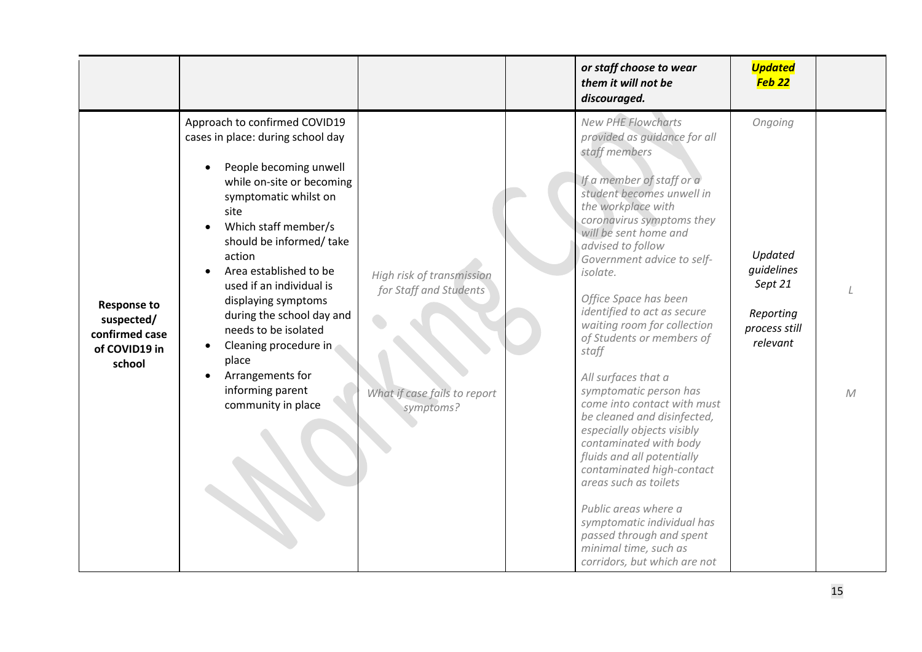| | | | | | | |
|---|---|---|---|---|---|---|
| | | | | ***or staff choose to wear them it will not be discouraged.*** | ***Updated Feb 22*** | |
| **Response to suspected/ confirmed case of COVID19 in school** | Approach to confirmed COVID19 cases in place: during school day<br><br>• People becoming unwell while on-site or becoming symptomatic whilst on site<br>• Which staff member/s should be informed/ take action<br>• Area established to be used if an individual is displaying symptoms during the school day and needs to be isolated<br>• Cleaning procedure in place<br>• Arrangements for informing parent community in place | *High risk of transmission for Staff and Students*<br><br>*What if case fails to report symptoms?* | | *New PHE Flowcharts provided as guidance for all staff members*<br><br>*If a member of staff or a student becomes unwell in the workplace with coronavirus symptoms they will be sent home and advised to follow Government advice to self-isolate.*<br><br>*Office Space has been identified to act as secure waiting room for collection of Students or members of staff*<br><br>*All surfaces that a symptomatic person has come into contact with must be cleaned and disinfected, especially objects visibly contaminated with body fluids and all potentially contaminated high-contact areas such as toilets*<br><br>*Public areas where a symptomatic individual has passed through and spent minimal time, such as corridors, but which are not* | *Ongoing*<br><br>*Updated guidelines Sept 21*<br><br>*Reporting process still relevant* | *L*<br><br>*M* |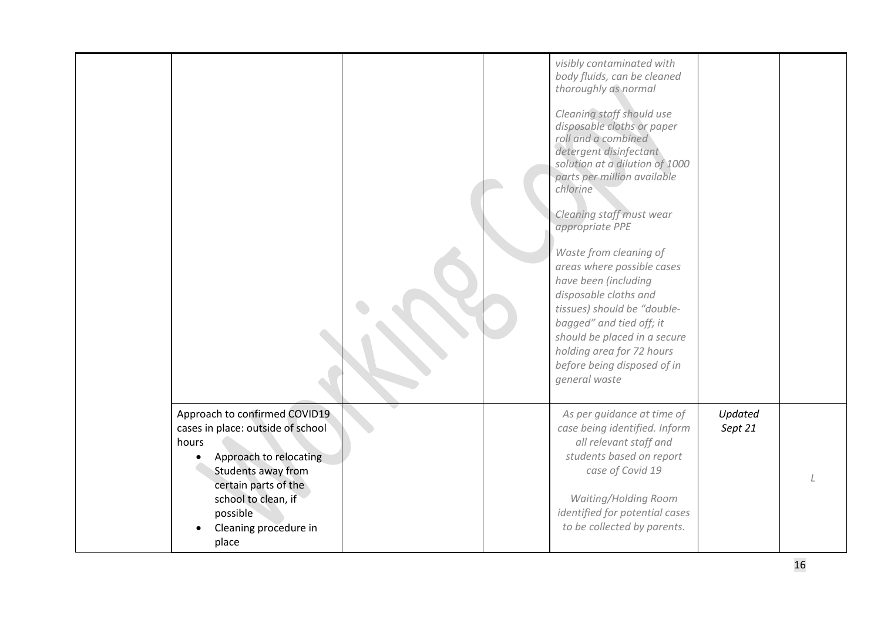| | | | | | | |
|---|---|---|---|---|---|---|
| | | | | *visibly contaminated with body fluids, can be cleaned thoroughly as normal*<br><br>*Cleaning staff should use disposable cloths or paper roll and a combined detergent disinfectant solution at a dilution of 1000 parts per million available chlorine*<br><br>*Cleaning staff must wear appropriate PPE*<br><br>*Waste from cleaning of areas where possible cases have been (including disposable cloths and tissues) should be "double-bagged" and tied off; it should be placed in a secure holding area for 72 hours before being disposed of in general waste* | | |
| | Approach to confirmed COVID19 cases in place: outside of school hours<br>• Approach to relocating Students away from certain parts of the school to clean, if possible<br>• Cleaning procedure in place | | | *As per guidance at time of case being identified. Inform all relevant staff and students based on report case of Covid 19*<br><br>*Waiting/Holding Room identified for potential cases to be collected by parents.* | *Updated Sept 21* | *L* |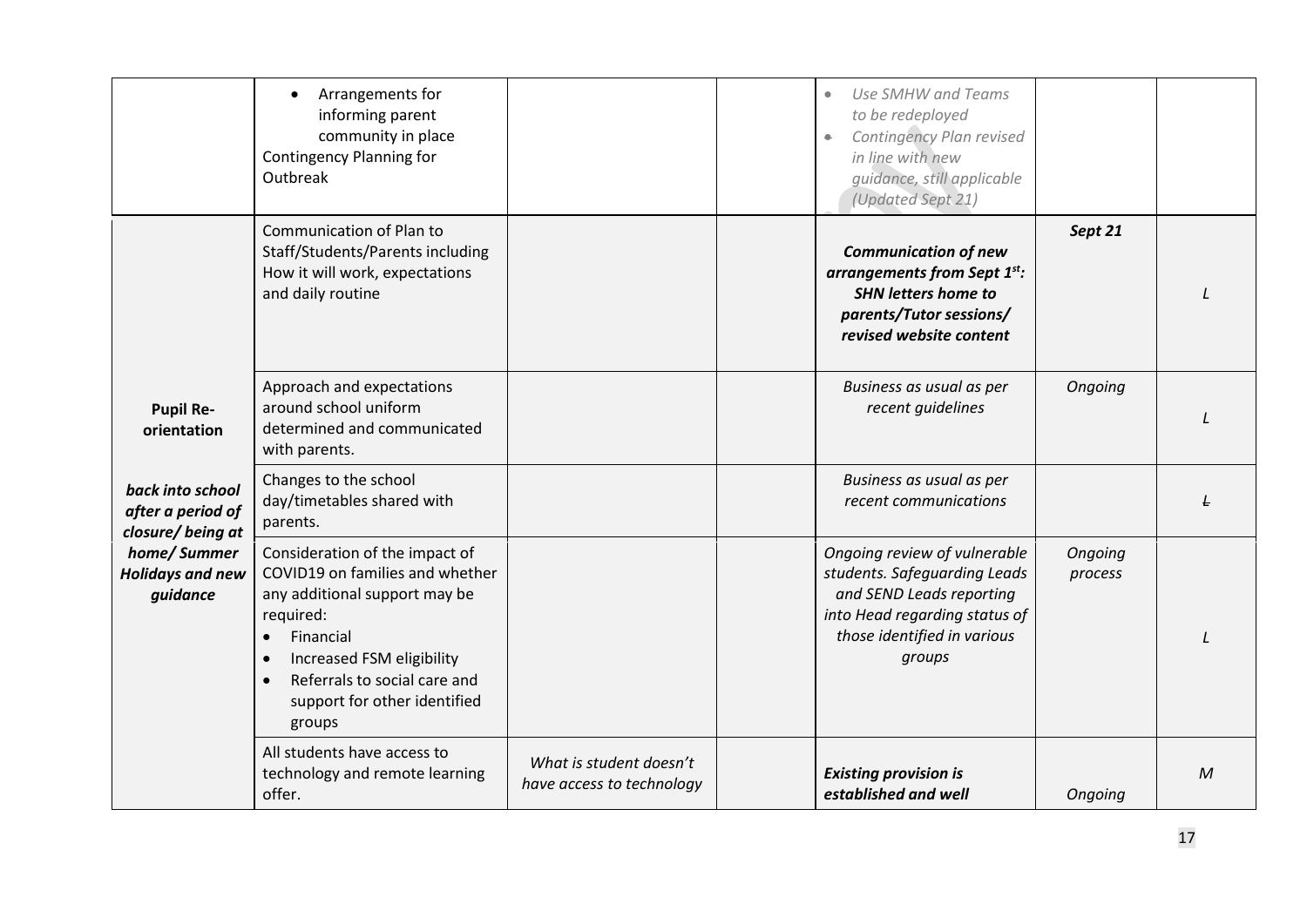| | | | | | | |
|---|---|---|---|---|---|---|
| | • Arrangements for informing parent community in place<br>Contingency Planning for Outbreak | | | • *Use SMHW and Teams to be redeployed*<br>• *Contingency Plan revised in line with new guidance, still applicable (Updated Sept 21)* | | |
| **Pupil Re-orientation**<br><br>***back into school after a period of closure/ being at home/ Summer Holidays and new guidance*** | Communication of Plan to Staff/Students/Parents including How it will work, expectations and daily routine | | | ***Communication of new arrangements from Sept 1st: SHN letters home to parents/Tutor sessions/ revised website content*** | ***Sept 21*** | *L* |
| | Approach and expectations around school uniform determined and communicated with parents. | | | *Business as usual as per recent guidelines* | *Ongoing* | *L* |
| | Changes to the school day/timetables shared with parents. | | | *Business as usual as per recent communications* | | *~~L~~* |
| | Consideration of the impact of COVID19 on families and whether any additional support may be required:<br>• Financial<br>• Increased FSM eligibility<br>• Referrals to social care and support for other identified groups | | | *Ongoing review of vulnerable students. Safeguarding Leads and SEND Leads reporting into Head regarding status of those identified in various groups* | *Ongoing process* | *L* |
| | All students have access to technology and remote learning offer. | *What is student doesn't have access to technology* | | ***Existing provision is established and well*** | *Ongoing* | *M* |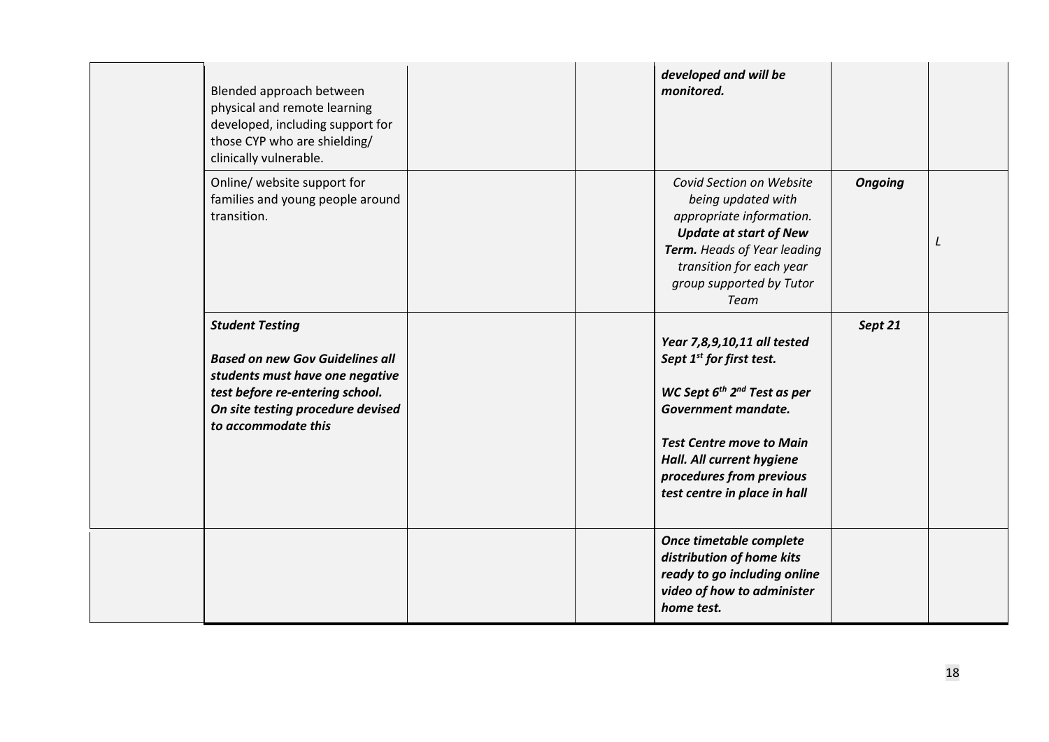|  |  |  |  |  |  |  |
|---|---|---|---|---|---|---|
|  | Blended approach between physical and remote learning developed, including support for those CYP who are shielding/ clinically vulnerable. |  |  | ***developed and will be monitored.*** |  |  |
|  | Online/ website support for families and young people around transition. |  |  | *Covid Section on Website being updated with appropriate information.* ***Update at start of New Term.*** *Heads of Year leading transition for each year group supported by Tutor Team* | ***Ongoing*** | *L* |
|  | ***Student Testing*** ***Based on new Gov Guidelines all students must have one negative test before re-entering school. On site testing procedure devised to accommodate this*** |  |  | ***Year 7,8,9,10,11 all tested Sept 1st for first test.*** ***WC Sept 6th 2nd Test as per Government mandate.*** ***Test Centre move to Main Hall. All current hygiene procedures from previous test centre in place in hall*** | ***Sept 21*** |  |
|  |  |  |  | ***Once timetable complete distribution of home kits ready to go including online video of how to administer home test.*** |  |  |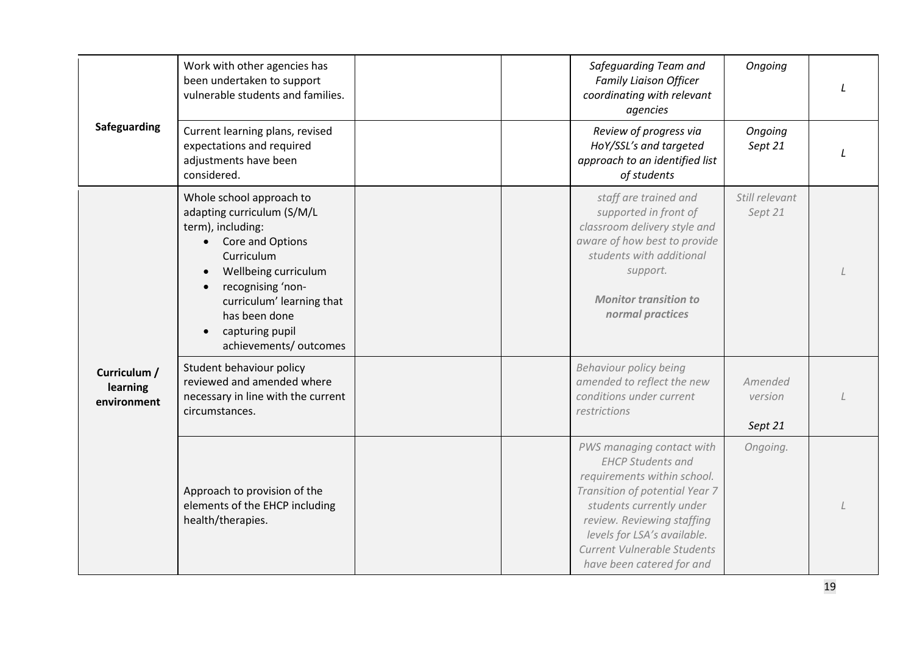| | | | | | | |
|---|---|---|---|---|---|---|
| **Safeguarding** | Work with other agencies has been undertaken to support vulnerable students and families. | | | *Safeguarding Team and Family Liaison Officer coordinating with relevant agencies* | *Ongoing* | *L* |
| | Current learning plans, revised expectations and required adjustments have been considered. | | | *Review of progress via HoY/SSL's and targeted approach to an identified list of students* | *Ongoing Sept 21* | *L* |
| **Curriculum / learning environment** | Whole school approach to adapting curriculum (S/M/L term), including:<br>• Core and Options Curriculum<br>• Wellbeing curriculum<br>• recognising 'non-curriculum' learning that has been done<br>• capturing pupil achievements/ outcomes | | | *staff are trained and supported in front of classroom delivery style and aware of how best to provide students with additional support.*<br><br>***Monitor transition to normal practices*** | *Still relevant Sept 21* | *L* |
| | Student behaviour policy reviewed and amended where necessary in line with the current circumstances. | | | *Behaviour policy being amended to reflect the new conditions under current restrictions* | *Amended version*<br><br>*Sept 21* | *L* |
| | Approach to provision of the elements of the EHCP including health/therapies. | | | *PWS managing contact with EHCP Students and requirements within school. Transition of potential Year 7 students currently under review. Reviewing staffing levels for LSA's available. Current Vulnerable Students have been catered for and* | *Ongoing.* | *L* |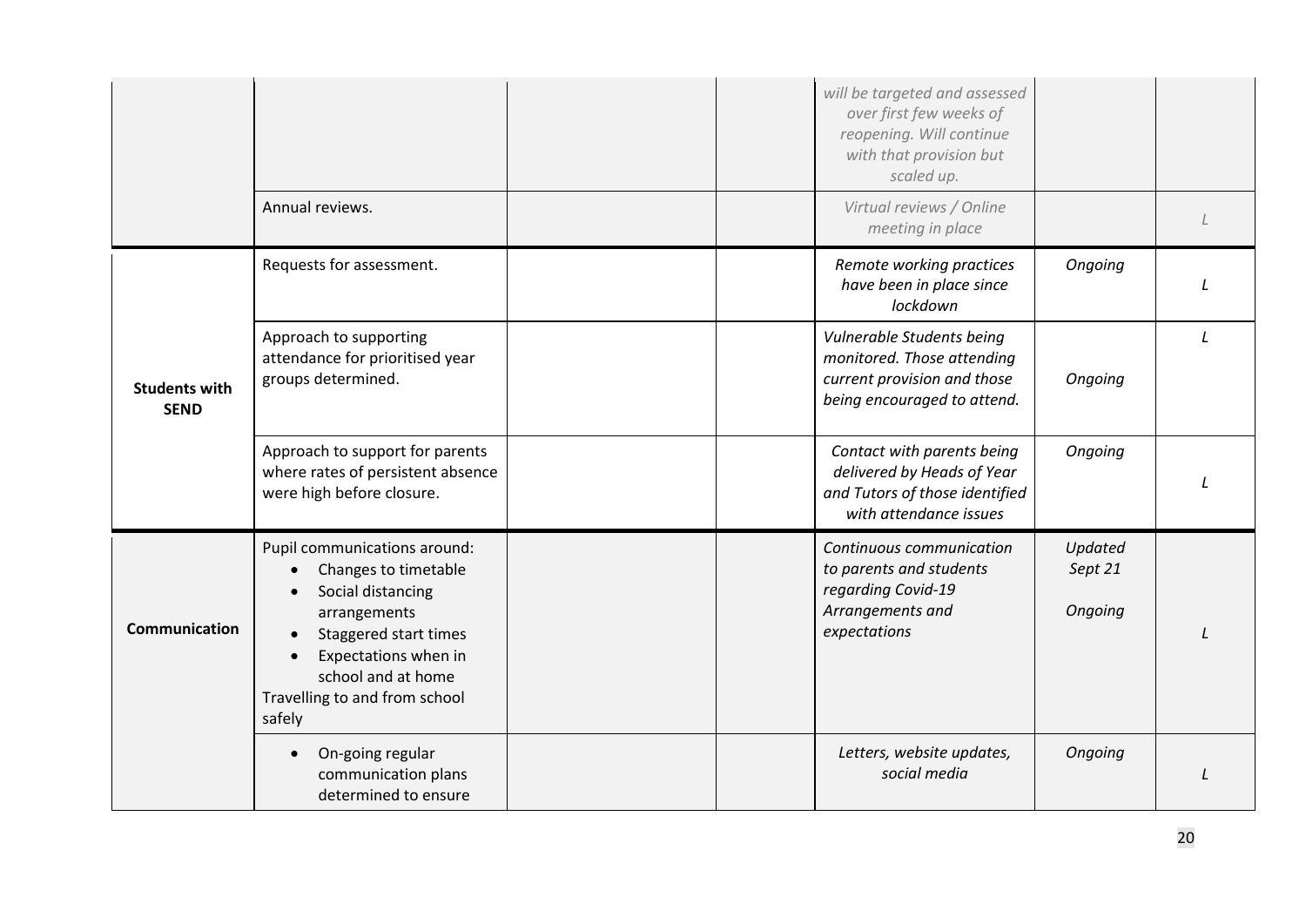| | | | | | | |
|---|---|---|---|---|---|---|
| | | | | *will be targeted and assessed over first few weeks of reopening. Will continue with that provision but scaled up.* | | |
| | Annual reviews. | | | *Virtual reviews / Online meeting in place* | | *L* |
| **Students with SEND** | Requests for assessment. | | | *Remote working practices have been in place since lockdown* | *Ongoing* | *L* |
| | Approach to supporting attendance for prioritised year groups determined. | | | *Vulnerable Students being monitored. Those attending current provision and those being encouraged to attend.* | *Ongoing* | *L* |
| | Approach to support for parents where rates of persistent absence were high before closure. | | | *Contact with parents being delivered by Heads of Year and Tutors of those identified with attendance issues* | *Ongoing* | *L* |
| **Communication** | Pupil communications around:<br>• Changes to timetable<br>• Social distancing arrangements<br>• Staggered start times<br>• Expectations when in school and at home<br>Travelling to and from school safely | | | *Continuous communication to parents and students regarding Covid-19 Arrangements and expectations* | *Updated Sept 21*<br><br>*Ongoing* | *L* |
| | • On-going regular communication plans determined to ensure | | | *Letters, website updates, social media* | *Ongoing* | *L* |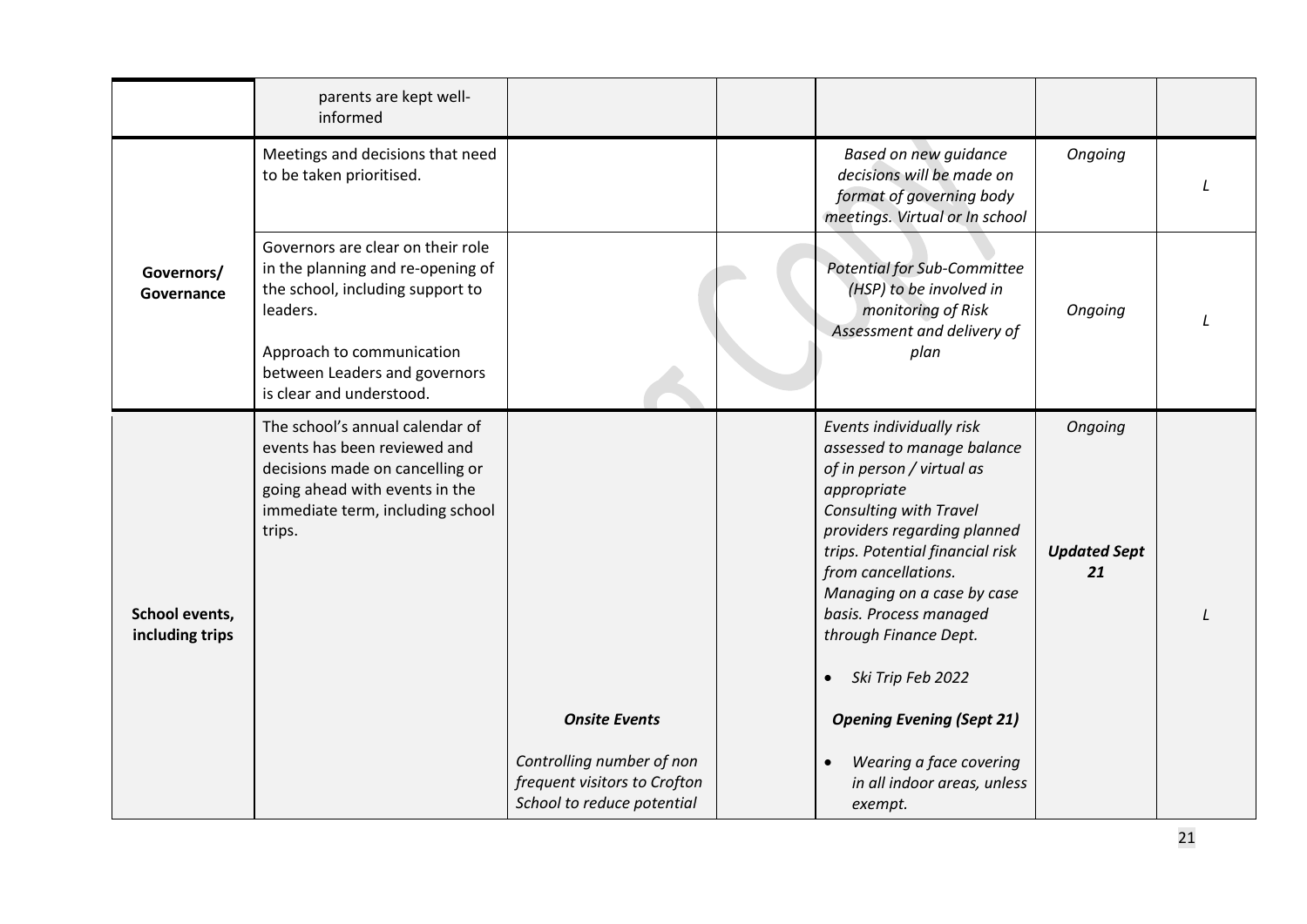| | | | | | | |
|---|---|---|---|---|---|---|
| | parents are kept well-informed | | | | | |
| Governors/ Governance | Meetings and decisions that need to be taken prioritised. | | | *Based on new guidance decisions will be made on format of governing body meetings. Virtual or In school* | *Ongoing* | *L* |
| | Governors are clear on their role in the planning and re-opening of the school, including support to leaders.<br><br>Approach to communication between Leaders and governors is clear and understood. | | | *Potential for Sub-Committee (HSP) to be involved in monitoring of Risk Assessment and delivery of plan* | *Ongoing* | *L* |
| School events, including trips | The school's annual calendar of events has been reviewed and decisions made on cancelling or going ahead with events in the immediate term, including school trips. | ***Onsite Events***<br><br>*Controlling number of non frequent visitors to Crofton School to reduce potential* | | *Events individually risk assessed to manage balance of in person / virtual as appropriate*<br>*Consulting with Travel providers regarding planned trips. Potential financial risk from cancellations. Managing on a case by case basis. Process managed through Finance Dept.*<br><br>- *Ski Trip Feb 2022*<br><br>***Opening Evening (Sept 21)***<br><br>- *Wearing a face covering in all indoor areas, unless exempt.* | *Ongoing*<br><br>***Updated Sept 21*** | *L* |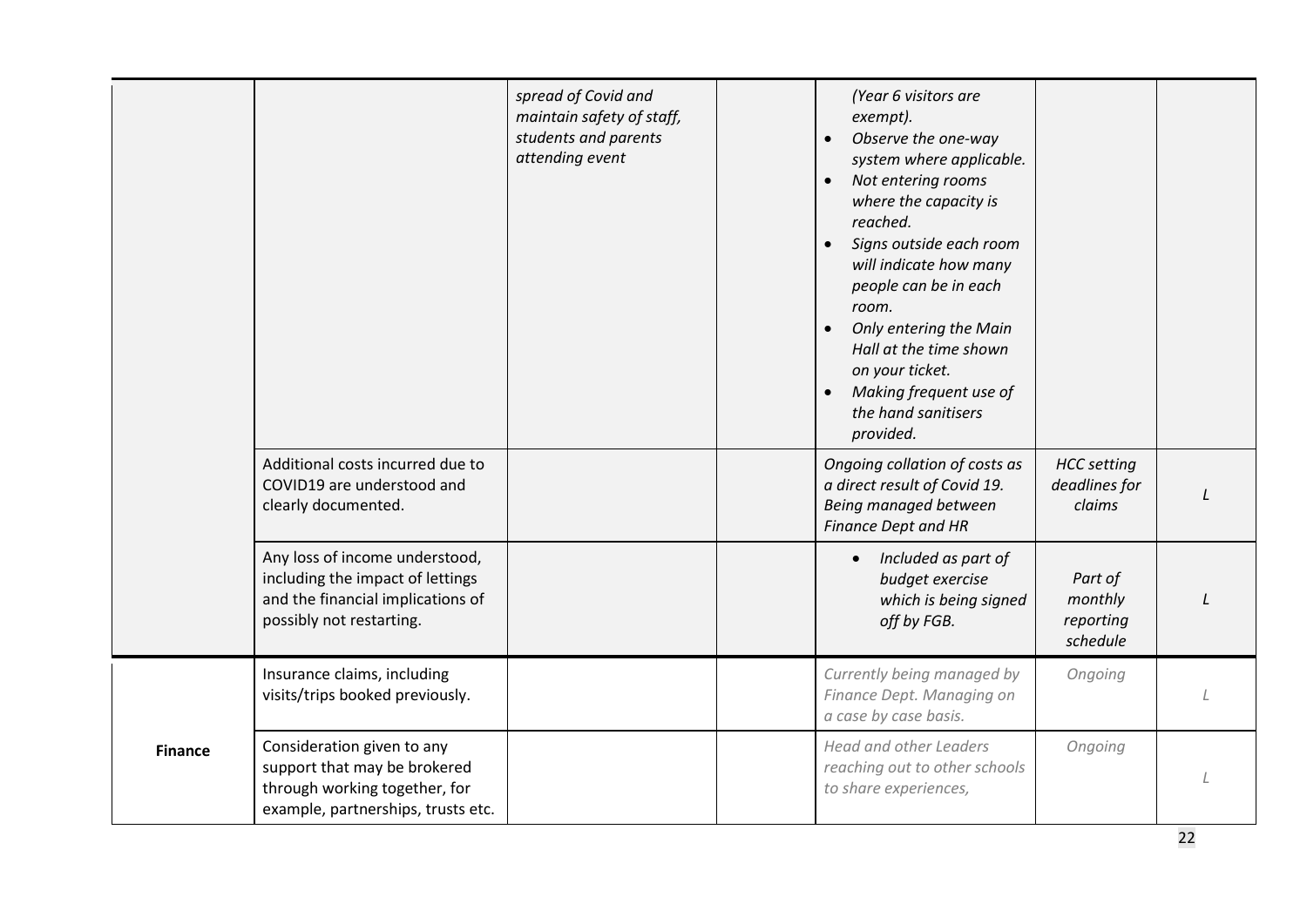| | | | | | | |
|---|---|---|---|---|---|---|
| | | *spread of Covid and maintain safety of staff, students and parents attending event* | | *(Year 6 visitors are exempt).*<br>• *Observe the one-way system where applicable.*<br>• *Not entering rooms where the capacity is reached.*<br>• *Signs outside each room will indicate how many people can be in each room.*<br>• *Only entering the Main Hall at the time shown on your ticket.*<br>• *Making frequent use of the hand sanitisers provided.* | | |
| | Additional costs incurred due to COVID19 are understood and clearly documented. | | | *Ongoing collation of costs as a direct result of Covid 19. Being managed between Finance Dept and HR* | *HCC setting deadlines for claims* | *L* |
| | Any loss of income understood, including the impact of lettings and the financial implications of possibly not restarting. | | | • *Included as part of budget exercise which is being signed off by FGB.* | *Part of monthly reporting schedule* | *L* |
| **Finance** | Insurance claims, including visits/trips booked previously. | | | *Currently being managed by Finance Dept. Managing on a case by case basis.* | *Ongoing* | *L* |
| | Consideration given to any support that may be brokered through working together, for example, partnerships, trusts etc. | | | *Head and other Leaders reaching out to other schools to share experiences,* | *Ongoing* | *L* |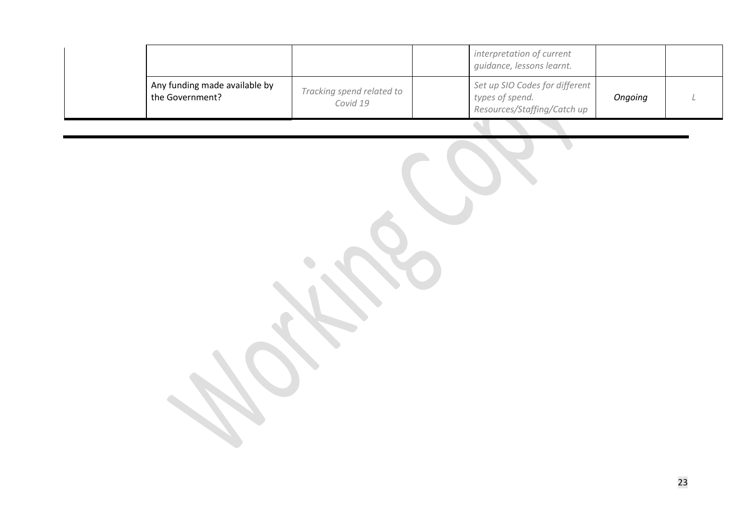| | | | | | | |
|---|---|---|---|---|---|---|
| | | | | *interpretation of current guidance, lessons learnt.* | | |
| | Any funding made available by the Government? | *Tracking spend related to Covid 19* | | *Set up SIO Codes for different types of spend. Resources/Staffing/Catch up* | ***Ongoing*** | *L* |